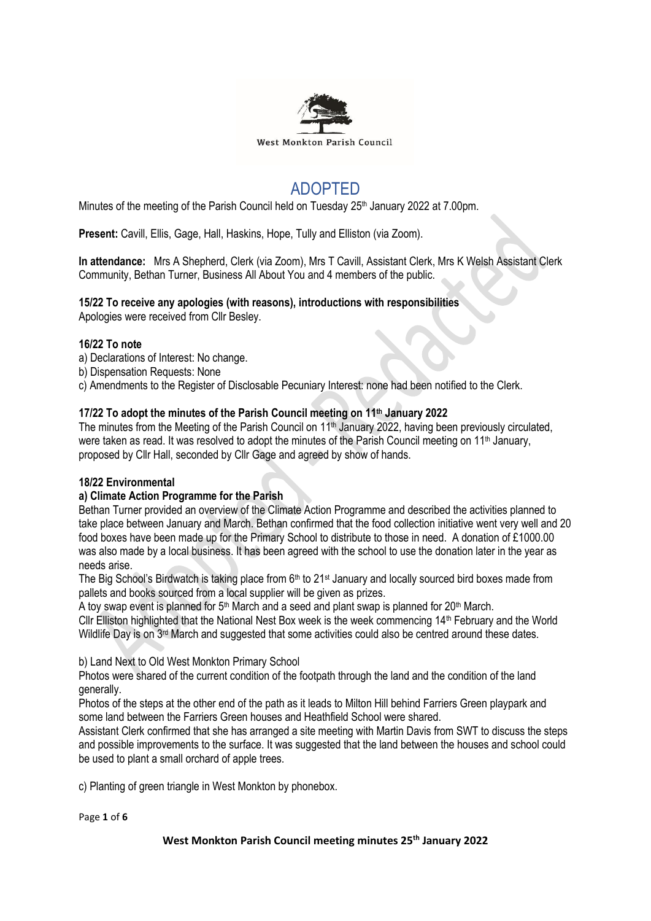West Monkton Parish Council

# ADOPTED

Minutes of the meeting of the Parish Council held on Tuesday 25th January 2022 at 7.00pm.

**Present:** Cavill, Ellis, Gage, Hall, Haskins, Hope, Tully and Elliston (via Zoom).

**In attendance:** Mrs A Shepherd, Clerk (via Zoom), Mrs T Cavill, Assistant Clerk, Mrs K Welsh Assistant Clerk Community, Bethan Turner, Business All About You and 4 members of the public.

**15/22 To receive any apologies (with reasons), introductions with responsibilities**

Apologies were received from Cllr Besley.

**16/22 To note**

a) Declarations of Interest: No change.
b) Dispensation Requests: None
c) Amendments to the Register of Disclosable Pecuniary Interest: none had been notified to the Clerk.

**17/22 To adopt the minutes of the Parish Council meeting on 11th January 2022**

The minutes from the Meeting of the Parish Council on 11th January 2022, having been previously circulated, were taken as read. It was resolved to adopt the minutes of the Parish Council meeting on 11th January, proposed by Cllr Hall, seconded by Cllr Gage and agreed by show of hands.

**18/22 Environmental**

**a) Climate Action Programme for the Parish**

Bethan Turner provided an overview of the Climate Action Programme and described the activities planned to take place between January and March. Bethan confirmed that the food collection initiative went very well and 20 food boxes have been made up for the Primary School to distribute to those in need. A donation of £1000.00 was also made by a local business. It has been agreed with the school to use the donation later in the year as needs arise.

The Big School's Birdwatch is taking place from 6th to 21st January and locally sourced bird boxes made from pallets and books sourced from a local supplier will be given as prizes.

A toy swap event is planned for 5th March and a seed and plant swap is planned for 20th March.

Cllr Elliston highlighted that the National Nest Box week is the week commencing 14th February and the World Wildlife Day is on 3rd March and suggested that some activities could also be centred around these dates.

b) Land Next to Old West Monkton Primary School

Photos were shared of the current condition of the footpath through the land and the condition of the land generally.

Photos of the steps at the other end of the path as it leads to Milton Hill behind Farriers Green playpark and some land between the Farriers Green houses and Heathfield School were shared.

Assistant Clerk confirmed that she has arranged a site meeting with Martin Davis from SWT to discuss the steps and possible improvements to the surface. It was suggested that the land between the houses and school could be used to plant a small orchard of apple trees.

c) Planting of green triangle in West Monkton by phonebox.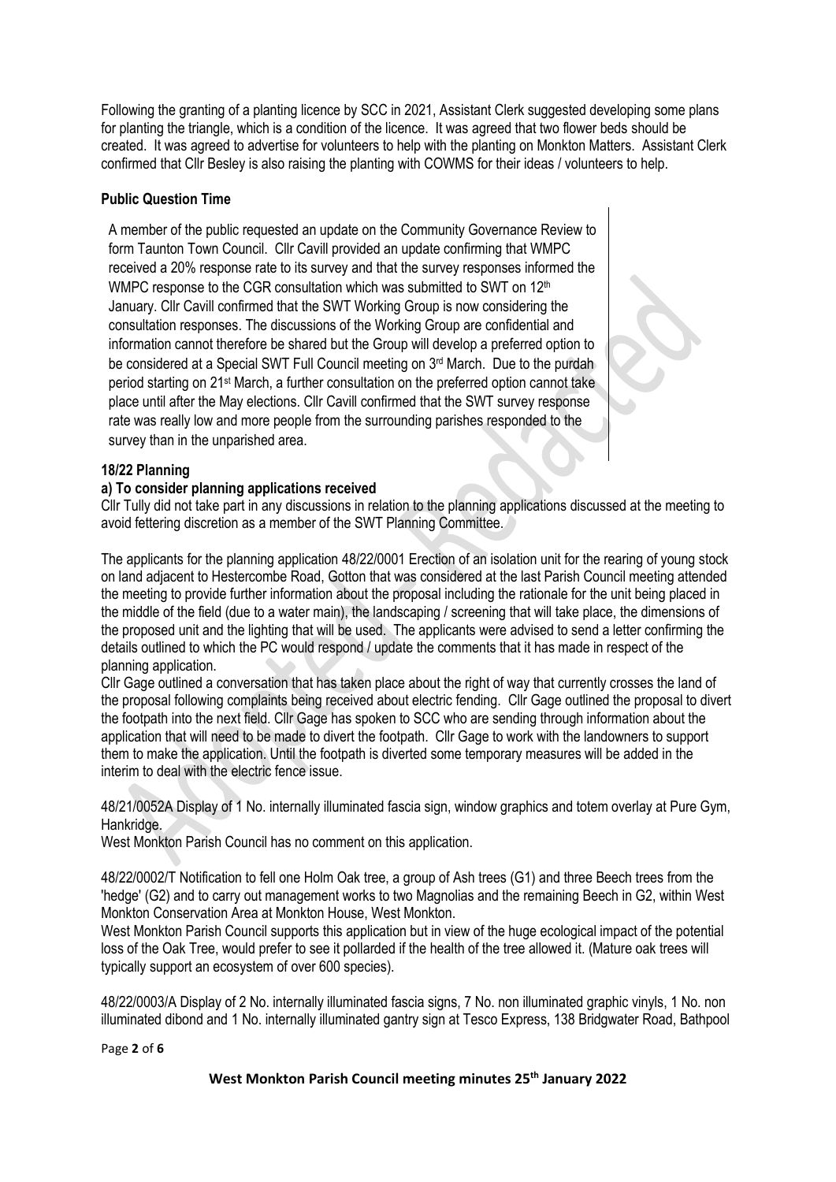Following the granting of a planting licence by SCC in 2021, Assistant Clerk suggested developing some plans for planting the triangle, which is a condition of the licence. It was agreed that two flower beds should be created. It was agreed to advertise for volunteers to help with the planting on Monkton Matters. Assistant Clerk confirmed that Cllr Besley is also raising the planting with COWMS for their ideas / volunteers to help.

**Public Question Time**

A member of the public requested an update on the Community Governance Review to form Taunton Town Council. Cllr Cavill provided an update confirming that WMPC received a 20% response rate to its survey and that the survey responses informed the WMPC response to the CGR consultation which was submitted to SWT on 12th January. Cllr Cavill confirmed that the SWT Working Group is now considering the consultation responses. The discussions of the Working Group are confidential and information cannot therefore be shared but the Group will develop a preferred option to be considered at a Special SWT Full Council meeting on 3rd March. Due to the purdah period starting on 21st March, a further consultation on the preferred option cannot take place until after the May elections. Cllr Cavill confirmed that the SWT survey response rate was really low and more people from the surrounding parishes responded to the survey than in the unparished area.

**18/22 Planning**

**a) To consider planning applications received**

Cllr Tully did not take part in any discussions in relation to the planning applications discussed at the meeting to avoid fettering discretion as a member of the SWT Planning Committee.

The applicants for the planning application 48/22/0001 Erection of an isolation unit for the rearing of young stock on land adjacent to Hestercombe Road, Gotton that was considered at the last Parish Council meeting attended the meeting to provide further information about the proposal including the rationale for the unit being placed in the middle of the field (due to a water main), the landscaping / screening that will take place, the dimensions of the proposed unit and the lighting that will be used. The applicants were advised to send a letter confirming the details outlined to which the PC would respond / update the comments that it has made in respect of the planning application.
Cllr Gage outlined a conversation that has taken place about the right of way that currently crosses the land of the proposal following complaints being received about electric fending. Cllr Gage outlined the proposal to divert the footpath into the next field. Cllr Gage has spoken to SCC who are sending through information about the application that will need to be made to divert the footpath. Cllr Gage to work with the landowners to support them to make the application. Until the footpath is diverted some temporary measures will be added in the interim to deal with the electric fence issue.

48/21/0052A Display of 1 No. internally illuminated fascia sign, window graphics and totem overlay at Pure Gym, Hankridge.
West Monkton Parish Council has no comment on this application.

48/22/0002/T Notification to fell one Holm Oak tree, a group of Ash trees (G1) and three Beech trees from the 'hedge' (G2) and to carry out management works to two Magnolias and the remaining Beech in G2, within West Monkton Conservation Area at Monkton House, West Monkton.
West Monkton Parish Council supports this application but in view of the huge ecological impact of the potential loss of the Oak Tree, would prefer to see it pollarded if the health of the tree allowed it. (Mature oak trees will typically support an ecosystem of over 600 species).

48/22/0003/A Display of 2 No. internally illuminated fascia signs, 7 No. non illuminated graphic vinyls, 1 No. non illuminated dibond and 1 No. internally illuminated gantry sign at Tesco Express, 138 Bridgwater Road, Bathpool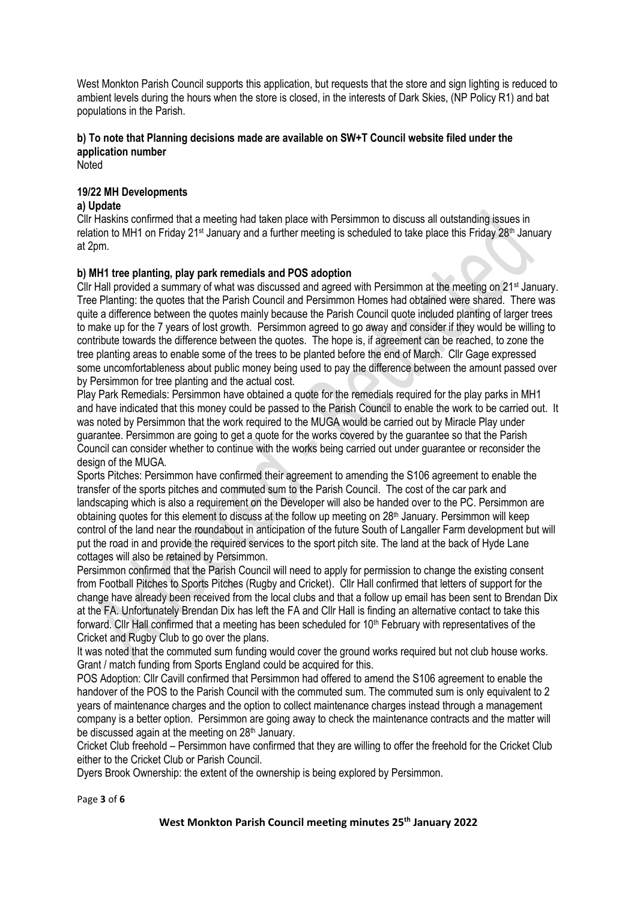West Monkton Parish Council supports this application, but requests that the store and sign lighting is reduced to ambient levels during the hours when the store is closed, in the interests of Dark Skies, (NP Policy R1) and bat populations in the Parish.

**b) To note that Planning decisions made are available on SW+T Council website filed under the application number**

Noted

**19/22 MH Developments**

**a) Update**

Cllr Haskins confirmed that a meeting had taken place with Persimmon to discuss all outstanding issues in relation to MH1 on Friday 21st January and a further meeting is scheduled to take place this Friday 28th January at 2pm.

**b) MH1 tree planting, play park remedials and POS adoption**

Cllr Hall provided a summary of what was discussed and agreed with Persimmon at the meeting on 21st January. Tree Planting: the quotes that the Parish Council and Persimmon Homes had obtained were shared. There was quite a difference between the quotes mainly because the Parish Council quote included planting of larger trees to make up for the 7 years of lost growth. Persimmon agreed to go away and consider if they would be willing to contribute towards the difference between the quotes. The hope is, if agreement can be reached, to zone the tree planting areas to enable some of the trees to be planted before the end of March. Cllr Gage expressed some uncomfortableness about public money being used to pay the difference between the amount passed over by Persimmon for tree planting and the actual cost.

Play Park Remedials: Persimmon have obtained a quote for the remedials required for the play parks in MH1 and have indicated that this money could be passed to the Parish Council to enable the work to be carried out. It was noted by Persimmon that the work required to the MUGA would be carried out by Miracle Play under guarantee. Persimmon are going to get a quote for the works covered by the guarantee so that the Parish Council can consider whether to continue with the works being carried out under guarantee or reconsider the design of the MUGA.

Sports Pitches: Persimmon have confirmed their agreement to amending the S106 agreement to enable the transfer of the sports pitches and commuted sum to the Parish Council. The cost of the car park and landscaping which is also a requirement on the Developer will also be handed over to the PC. Persimmon are obtaining quotes for this element to discuss at the follow up meeting on 28th January. Persimmon will keep control of the land near the roundabout in anticipation of the future South of Langaller Farm development but will put the road in and provide the required services to the sport pitch site. The land at the back of Hyde Lane cottages will also be retained by Persimmon.

Persimmon confirmed that the Parish Council will need to apply for permission to change the existing consent from Football Pitches to Sports Pitches (Rugby and Cricket). Cllr Hall confirmed that letters of support for the change have already been received from the local clubs and that a follow up email has been sent to Brendan Dix at the FA. Unfortunately Brendan Dix has left the FA and Cllr Hall is finding an alternative contact to take this forward. Cllr Hall confirmed that a meeting has been scheduled for 10th February with representatives of the Cricket and Rugby Club to go over the plans.

It was noted that the commuted sum funding would cover the ground works required but not club house works. Grant / match funding from Sports England could be acquired for this.

POS Adoption: Cllr Cavill confirmed that Persimmon had offered to amend the S106 agreement to enable the handover of the POS to the Parish Council with the commuted sum. The commuted sum is only equivalent to 2 years of maintenance charges and the option to collect maintenance charges instead through a management company is a better option. Persimmon are going away to check the maintenance contracts and the matter will be discussed again at the meeting on 28th January.

Cricket Club freehold – Persimmon have confirmed that they are willing to offer the freehold for the Cricket Club either to the Cricket Club or Parish Council.

Dyers Brook Ownership: the extent of the ownership is being explored by Persimmon.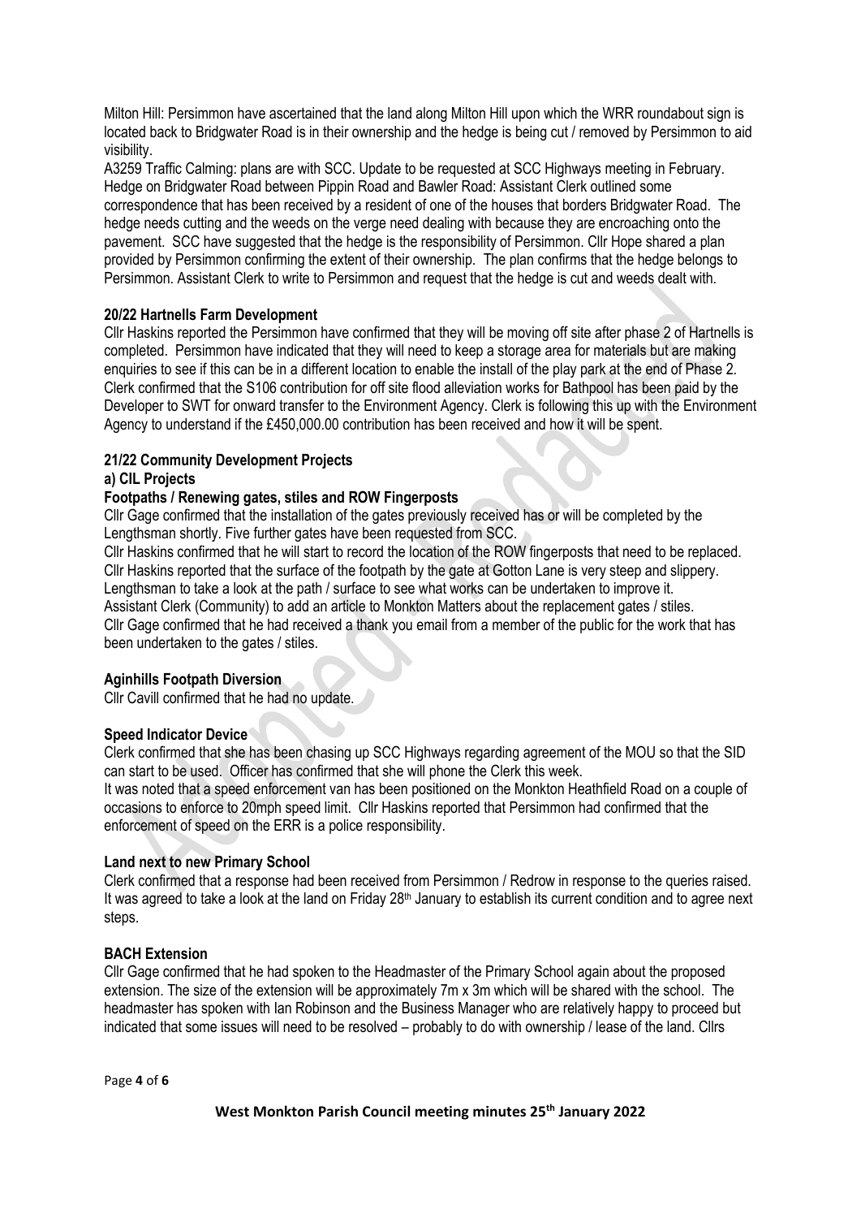Milton Hill: Persimmon have ascertained that the land along Milton Hill upon which the WRR roundabout sign is located back to Bridgwater Road is in their ownership and the hedge is being cut / removed by Persimmon to aid visibility.
A3259 Traffic Calming: plans are with SCC. Update to be requested at SCC Highways meeting in February.
Hedge on Bridgwater Road between Pippin Road and Bawler Road: Assistant Clerk outlined some correspondence that has been received by a resident of one of the houses that borders Bridgwater Road. The hedge needs cutting and the weeds on the verge need dealing with because they are encroaching onto the pavement. SCC have suggested that the hedge is the responsibility of Persimmon. Cllr Hope shared a plan provided by Persimmon confirming the extent of their ownership. The plan confirms that the hedge belongs to Persimmon. Assistant Clerk to write to Persimmon and request that the hedge is cut and weeds dealt with.

**20/22 Hartnells Farm Development**

Cllr Haskins reported the Persimmon have confirmed that they will be moving off site after phase 2 of Hartnells is completed. Persimmon have indicated that they will need to keep a storage area for materials but are making enquiries to see if this can be in a different location to enable the install of the play park at the end of Phase 2. Clerk confirmed that the S106 contribution for off site flood alleviation works for Bathpool has been paid by the Developer to SWT for onward transfer to the Environment Agency. Clerk is following this up with the Environment Agency to understand if the £450,000.00 contribution has been received and how it will be spent.

**21/22 Community Development Projects**

**a) CIL Projects**

**Footpaths / Renewing gates, stiles and ROW Fingerposts**

Cllr Gage confirmed that the installation of the gates previously received has or will be completed by the Lengthsman shortly. Five further gates have been requested from SCC.
Cllr Haskins confirmed that he will start to record the location of the ROW fingerposts that need to be replaced.
Cllr Haskins reported that the surface of the footpath by the gate at Gotton Lane is very steep and slippery. Lengthsman to take a look at the path / surface to see what works can be undertaken to improve it.
Assistant Clerk (Community) to add an article to Monkton Matters about the replacement gates / stiles.
Cllr Gage confirmed that he had received a thank you email from a member of the public for the work that has been undertaken to the gates / stiles.

**Aginhills Footpath Diversion**

Cllr Cavill confirmed that he had no update.

**Speed Indicator Device**

Clerk confirmed that she has been chasing up SCC Highways regarding agreement of the MOU so that the SID can start to be used. Officer has confirmed that she will phone the Clerk this week.
It was noted that a speed enforcement van has been positioned on the Monkton Heathfield Road on a couple of occasions to enforce to 20mph speed limit. Cllr Haskins reported that Persimmon had confirmed that the enforcement of speed on the ERR is a police responsibility.

**Land next to new Primary School**

Clerk confirmed that a response had been received from Persimmon / Redrow in response to the queries raised. It was agreed to take a look at the land on Friday 28th January to establish its current condition and to agree next steps.

**BACH Extension**

Cllr Gage confirmed that he had spoken to the Headmaster of the Primary School again about the proposed extension. The size of the extension will be approximately 7m x 3m which will be shared with the school. The headmaster has spoken with Ian Robinson and the Business Manager who are relatively happy to proceed but indicated that some issues will need to be resolved – probably to do with ownership / lease of the land. Cllrs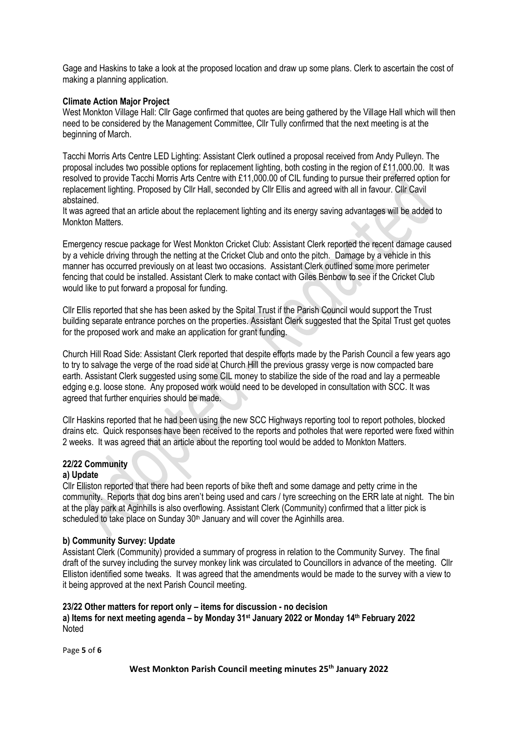Gage and Haskins to take a look at the proposed location and draw up some plans. Clerk to ascertain the cost of making a planning application.

**Climate Action Major Project**

West Monkton Village Hall: Cllr Gage confirmed that quotes are being gathered by the Village Hall which will then need to be considered by the Management Committee, Cllr Tully confirmed that the next meeting is at the beginning of March.

Tacchi Morris Arts Centre LED Lighting: Assistant Clerk outlined a proposal received from Andy Pulleyn. The proposal includes two possible options for replacement lighting, both costing in the region of £11,000.00. It was resolved to provide Tacchi Morris Arts Centre with £11,000.00 of CIL funding to pursue their preferred option for replacement lighting. Proposed by Cllr Hall, seconded by Cllr Ellis and agreed with all in favour. Cllr Cavil abstained.

It was agreed that an article about the replacement lighting and its energy saving advantages will be added to Monkton Matters.

Emergency rescue package for West Monkton Cricket Club: Assistant Clerk reported the recent damage caused by a vehicle driving through the netting at the Cricket Club and onto the pitch. Damage by a vehicle in this manner has occurred previously on at least two occasions. Assistant Clerk outlined some more perimeter fencing that could be installed. Assistant Clerk to make contact with Giles Benbow to see if the Cricket Club would like to put forward a proposal for funding.

Cllr Ellis reported that she has been asked by the Spital Trust if the Parish Council would support the Trust building separate entrance porches on the properties. Assistant Clerk suggested that the Spital Trust get quotes for the proposed work and make an application for grant funding.

Church Hill Road Side: Assistant Clerk reported that despite efforts made by the Parish Council a few years ago to try to salvage the verge of the road side at Church Hill the previous grassy verge is now compacted bare earth. Assistant Clerk suggested using some CIL money to stabilize the side of the road and lay a permeable edging e.g. loose stone. Any proposed work would need to be developed in consultation with SCC. It was agreed that further enquiries should be made.

Cllr Haskins reported that he had been using the new SCC Highways reporting tool to report potholes, blocked drains etc. Quick responses have been received to the reports and potholes that were reported were fixed within 2 weeks. It was agreed that an article about the reporting tool would be added to Monkton Matters.

**22/22 Community**

**a) Update**

Cllr Elliston reported that there had been reports of bike theft and some damage and petty crime in the community. Reports that dog bins aren't being used and cars / tyre screeching on the ERR late at night. The bin at the play park at Aginhills is also overflowing. Assistant Clerk (Community) confirmed that a litter pick is scheduled to take place on Sunday 30th January and will cover the Aginhills area.

**b) Community Survey: Update**

Assistant Clerk (Community) provided a summary of progress in relation to the Community Survey. The final draft of the survey including the survey monkey link was circulated to Councillors in advance of the meeting. Cllr Elliston identified some tweaks. It was agreed that the amendments would be made to the survey with a view to it being approved at the next Parish Council meeting.

**23/22 Other matters for report only – items for discussion - no decision**

**a) Items for next meeting agenda – by Monday 31st January 2022 or Monday 14th February 2022**

Noted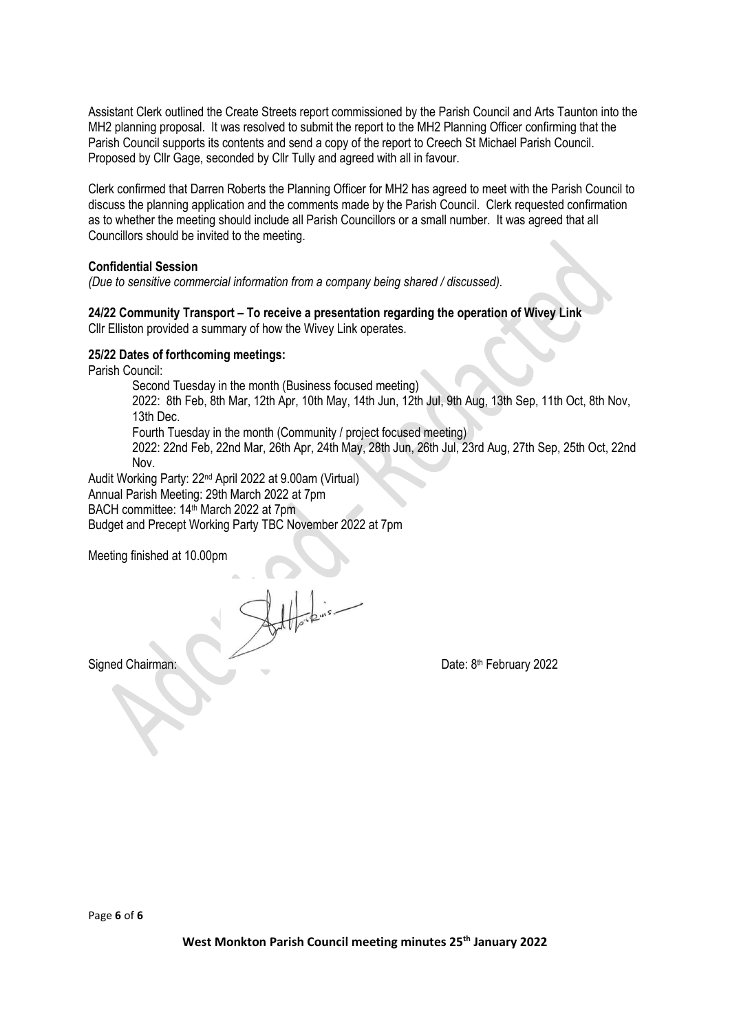Assistant Clerk outlined the Create Streets report commissioned by the Parish Council and Arts Taunton into the MH2 planning proposal. It was resolved to submit the report to the MH2 Planning Officer confirming that the Parish Council supports its contents and send a copy of the report to Creech St Michael Parish Council. Proposed by Cllr Gage, seconded by Cllr Tully and agreed with all in favour.

Clerk confirmed that Darren Roberts the Planning Officer for MH2 has agreed to meet with the Parish Council to discuss the planning application and the comments made by the Parish Council. Clerk requested confirmation as to whether the meeting should include all Parish Councillors or a small number. It was agreed that all Councillors should be invited to the meeting.

**Confidential Session**

*(Due to sensitive commercial information from a company being shared / discussed).*

**24/22 Community Transport – To receive a presentation regarding the operation of Wivey Link**

Cllr Elliston provided a summary of how the Wivey Link operates.

**25/22 Dates of forthcoming meetings:**

Parish Council:

Second Tuesday in the month (Business focused meeting)

2022: 8th Feb, 8th Mar, 12th Apr, 10th May, 14th Jun, 12th Jul, 9th Aug, 13th Sep, 11th Oct, 8th Nov, 13th Dec.

Fourth Tuesday in the month (Community / project focused meeting)

2022: 22nd Feb, 22nd Mar, 26th Apr, 24th May, 28th Jun, 26th Jul, 23rd Aug, 27th Sep, 25th Oct, 22nd Nov.

Audit Working Party: 22nd April 2022 at 9.00am (Virtual)

Annual Parish Meeting: 29th March 2022 at 7pm

BACH committee: 14th March 2022 at 7pm

Budget and Precept Working Party TBC November 2022 at 7pm

Meeting finished at 10.00pm

Signed Chairman: Date: 8th February 2022